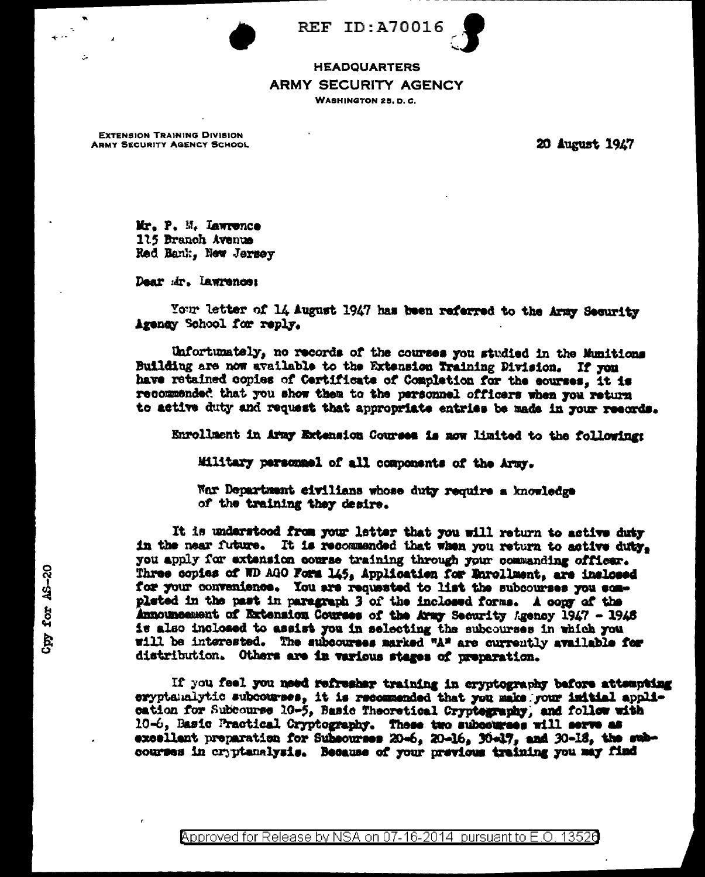REF ID:A70016

**HEADQUARTERS**
**ARMY SECURITY AGENCY**
WASHINGTON 25, D. C.

EXTENSION TRAINING DIVISION
ARMY SECURITY AGENCY SCHOOL

20 August 1947

Mr. P. M. Lawrence
115 Branch Avenue
Red Bank, New Jersey

Dear Mr. Lawrence:

Your letter of 14 August 1947 has been referred to the Army Security Agency School for reply.

Unfortunately, no records of the courses you studied in the Munitions Building are now available to the Extension Training Division. If you have retained copies of Certificate of Completion for the courses, it is recommended that you show them to the personnel officers when you return to active duty and request that appropriate entries be made in your records.

Enrollment in Army Extension Courses is now limited to the following:

Military personnel of all components of the Army.

War Department civilians whose duty require a knowledge of the training they desire.

It is understood from your letter that you will return to active duty in the near future. It is recommended that when you return to active duty, you apply for extension course training through your commanding officer. Three copies of WD AGO Form 145, Application for Enrollment, are inclosed for your convenience. You are requested to list the subcourses you completed in the past in paragraph 3 of the inclosed forms. A copy of the Announcement of Extension Courses of the Army Security Agency 1947 - 1948 is also inclosed to assist you in selecting the subcourses in which you will be interested. The subcourses marked "A" are currently available for distribution. Others are in various stages of preparation.

If you feel you need refresher training in cryptography before attempting cryptanalytic subcourses, it is recommended that you make your initial application for Subcourse 10-5, Basic Theoretical Cryptography, and follow with 10-6, Basic Practical Cryptography. These two subcourses will serve as excellent preparation for Subcourses 20-6, 20-16, 30-17, and 30-18, the subcourses in cryptanalysis. Because of your previous training you may find

Cpy for AS-20

Approved for Release by NSA on 07-16-2014 pursuant to E.O. 13526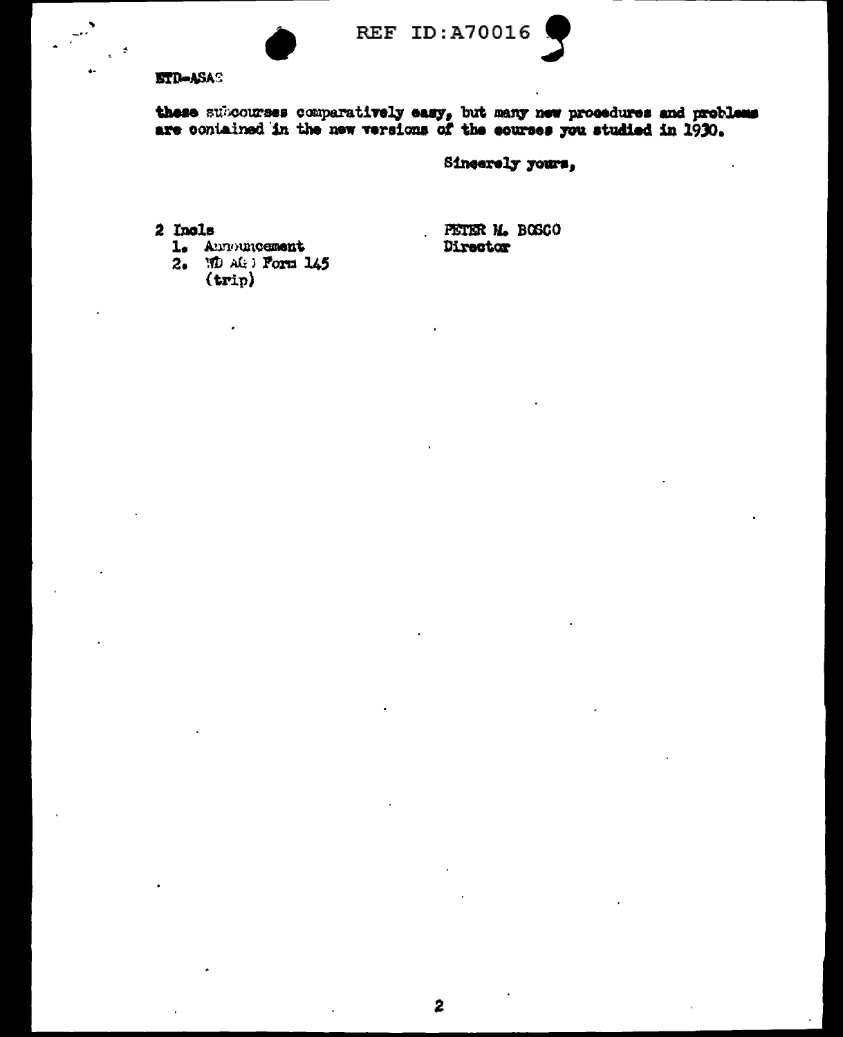ETD-ASAS

these subcourses comparatively easy, but many new procedures and problems are contained in the new versions of the courses you studied in 1930.

Sincerely yours,

2 Incls
1. Announcement
2. WD AGO Form 145 (trip)

PETER M. BOSCO
Director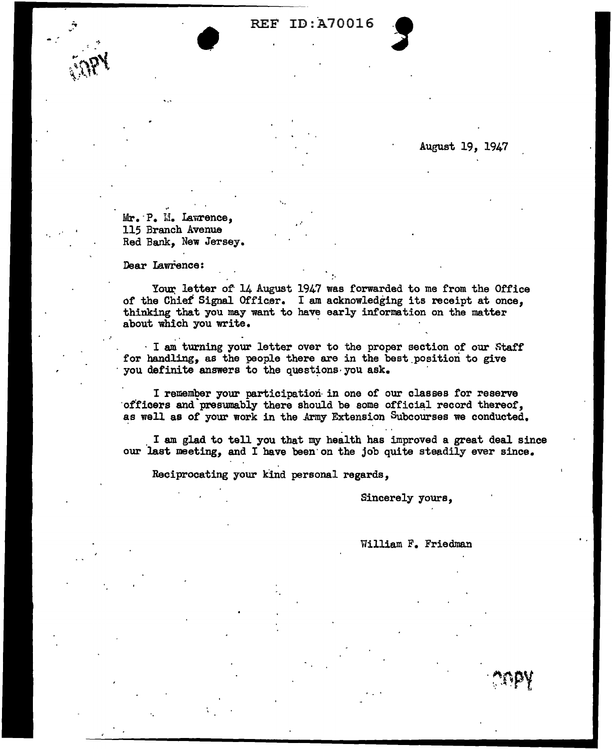August 19, 1947

Mr. P. M. Lawrence,
115 Branch Avenue
Red Bank, New Jersey.

Dear Lawrence:

Your letter of 14 August 1947 was forwarded to me from the Office of the Chief Signal Officer. I am acknowledging its receipt at once, thinking that you may want to have early information on the matter about which you write.

I am turning your letter over to the proper section of our Staff for handling, as the people there are in the best position to give you definite answers to the questions you ask.

I remember your participation in one of our classes for reserve officers and presumably there should be some official record thereof, as well as of your work in the Army Extension Subcourses we conducted.

I am glad to tell you that my health has improved a great deal since our last meeting, and I have been on the job quite steadily ever since.

Reciprocating your kind personal regards,

Sincerely yours,

William F. Friedman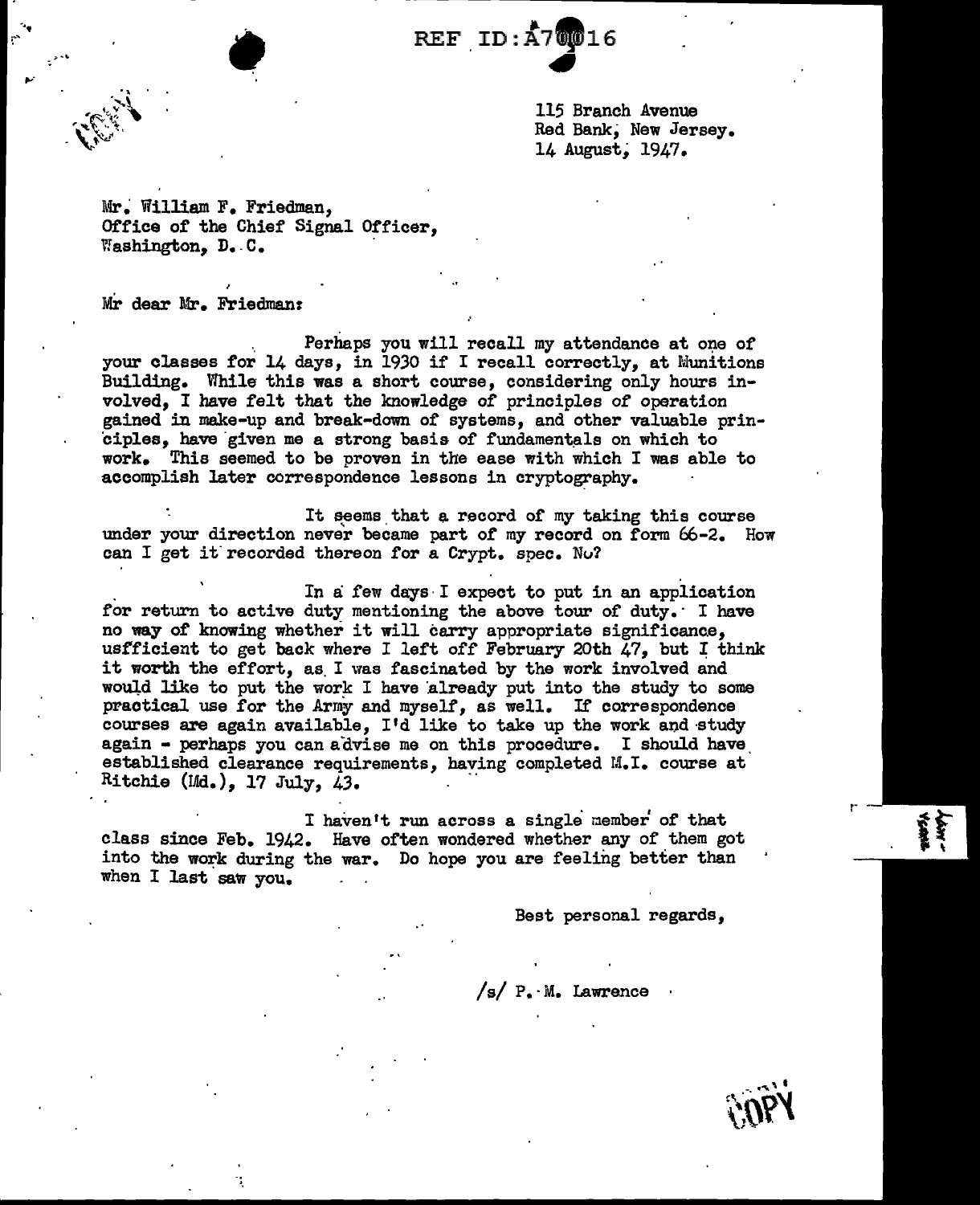REF ID:A70016

115 Branch Avenue
Red Bank, New Jersey.
14 August, 1947.

Mr. William F. Friedman,
Office of the Chief Signal Officer,
Washington, D. C.

Mr dear Mr. Friedman:

Perhaps you will recall my attendance at one of your classes for 14 days, in 1930 if I recall correctly, at Munitions Building. While this was a short course, considering only hours involved, I have felt that the knowledge of principles of operation gained in make-up and break-down of systems, and other valuable principles, have given me a strong basis of fundamentals on which to work. This seemed to be proven in the ease with which I was able to accomplish later correspondence lessons in cryptography.

It seems that a record of my taking this course under your direction never became part of my record on form 66-2. How can I get it recorded thereon for a Crypt. spec. No?

In a few days I expect to put in an application for return to active duty mentioning the above tour of duty. I have no way of knowing whether it will carry appropriate significance, usfficient to get back where I left off February 20th 47, but I think it worth the effort, as I was fascinated by the work involved and would like to put the work I have already put into the study to some practical use for the Army and myself, as well. If correspondence courses are again available, I'd like to take up the work and study again - perhaps you can advise me on this procedure. I should have established clearance requirements, having completed M.I. course at Ritchie (Md.), 17 July, 43.

I haven't run across a single member of that class since Feb. 1942. Have often wondered whether any of them got into the work during the war. Do hope you are feeling better than when I last saw you.

Best personal regards,

/s/ P. M. Lawrence

COPY